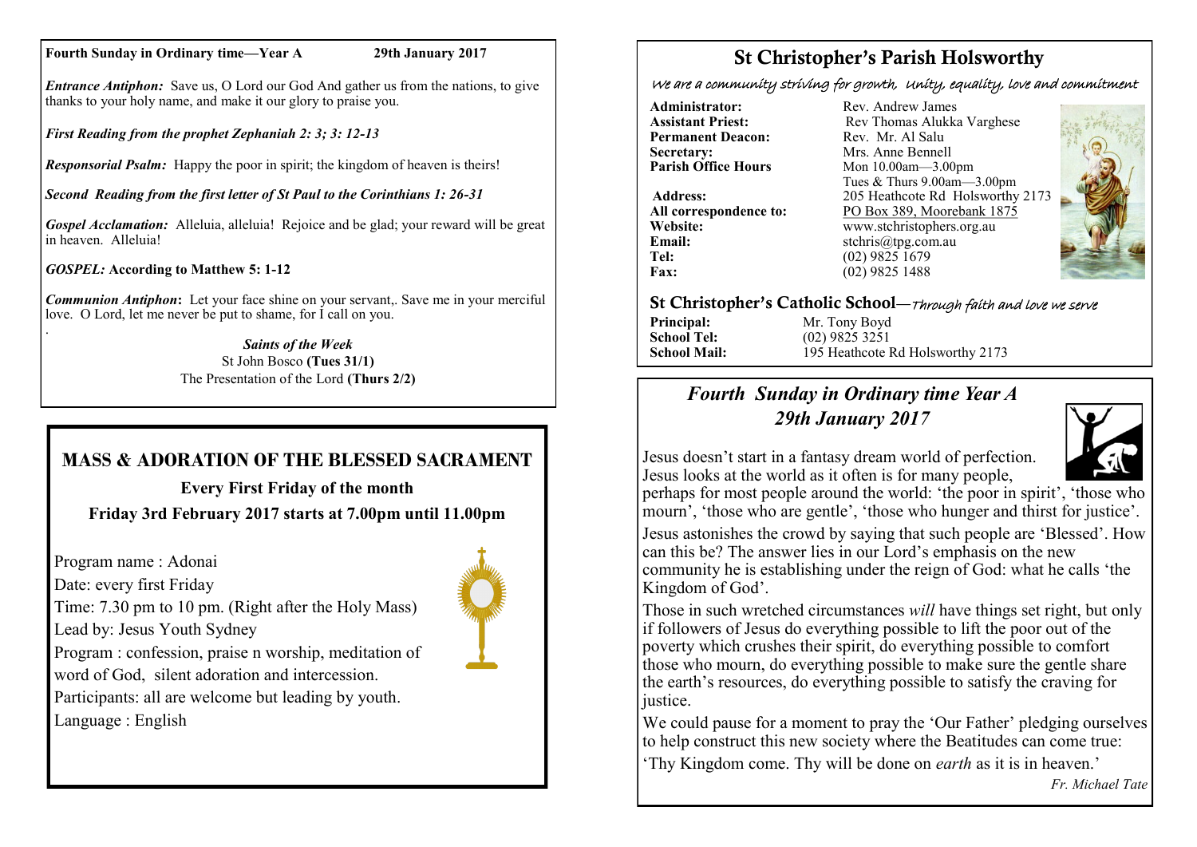**Fourth Sunday in Ordinary time—Year A** **29th January 2017**

***Entrance Antiphon:*** Save us, O Lord our God And gather us from the nations, to give thanks to your holy name, and make it our glory to praise you.

***First Reading from the prophet Zephaniah 2: 3; 3: 12-13***

***Responsorial Psalm:*** Happy the poor in spirit; the kingdom of heaven is theirs!

***Second Reading from the first letter of St Paul to the Corinthians 1: 26-31***

***Gospel Acclamation:*** Alleluia, alleluia! Rejoice and be glad; your reward will be great in heaven. Alleluia!

***GOSPEL:*** **According to Matthew 5: 1-12**

***Communion Antiphon*:** Let your face shine on your servant,. Save me in your merciful love. O Lord, let me never be put to shame, for I call on you.

.

***Saints of the Week***

St John Bosco **(Tues 31/1)**

The Presentation of the Lord **(Thurs 2/2)**

## MASS & ADORATION OF THE BLESSED SACRAMENT

**Every First Friday of the month**

**Friday 3rd February 2017 starts at 7.00pm until 11.00pm**

Program name : Adonai

Date: every first Friday

Time: 7.30 pm to 10 pm. (Right after the Holy Mass)

Lead by: Jesus Youth Sydney

Program : confession, praise n worship, meditation of word of God, silent adoration and intercession.

Participants: all are welcome but leading by youth.

Language : English

# St Christopher's Parish Holsworthy

*We are a community striving for growth, Unity, equality, love and commitment*

**Administrator:** Rev. Andrew James
**Assistant Priest:** Rev Thomas Alukka Varghese
**Permanent Deacon:** Rev. Mr. Al Salu
**Secretary:** Mrs. Anne Bennell
**Parish Office Hours** Mon 10.00am—3.00pm
Tues & Thurs 9.00am—3.00pm
**Address:** 205 Heathcote Rd Holsworthy 2173
**All correspondence to:** PO Box 389, Moorebank 1875
**Website:** www.stchristophers.org.au
**Email:** stchris@tpg.com.au
**Tel:** (02) 9825 1679
**Fax:** (02) 9825 1488

**St Christopher's Catholic School**—*Through faith and love we serve*

**Principal:** Mr. Tony Boyd
**School Tel:** (02) 9825 3251
**School Mail:** 195 Heathcote Rd Holsworthy 2173

## *Fourth Sunday in Ordinary time Year A*
## *29th January 2017*

Jesus doesn't start in a fantasy dream world of perfection. Jesus looks at the world as it often is for many people, perhaps for most people around the world: 'the poor in spirit', 'those who mourn', 'those who are gentle', 'those who hunger and thirst for justice'.

Jesus astonishes the crowd by saying that such people are 'Blessed'. How can this be? The answer lies in our Lord's emphasis on the new community he is establishing under the reign of God: what he calls 'the Kingdom of God'.

Those in such wretched circumstances *will* have things set right, but only if followers of Jesus do everything possible to lift the poor out of the poverty which crushes their spirit, do everything possible to comfort those who mourn, do everything possible to make sure the gentle share the earth's resources, do everything possible to satisfy the craving for justice.

We could pause for a moment to pray the 'Our Father' pledging ourselves to help construct this new society where the Beatitudes can come true: 'Thy Kingdom come. Thy will be done on *earth* as it is in heaven.'

*Fr. Michael Tate*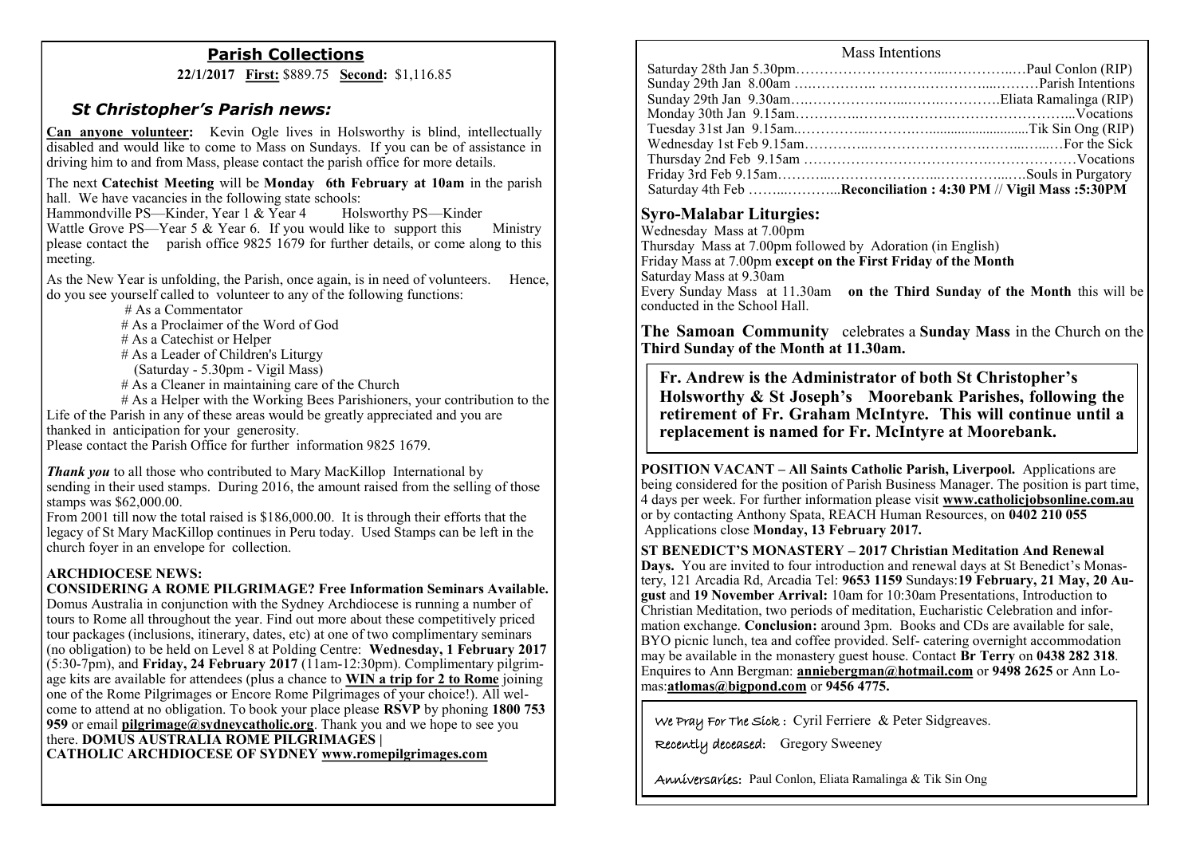## Parish Collections

**22/1/2017 First:** $889.75 **Second:** $1,116.85

### *St Christopher's Parish news:*

**Can anyone volunteer:** Kevin Ogle lives in Holsworthy is blind, intellectually disabled and would like to come to Mass on Sundays. If you can be of assistance in driving him to and from Mass, please contact the parish office for more details.

The next **Catechist Meeting** will be **Monday 6th February at 10am** in the parish hall. We have vacancies in the following state schools:
Hammondville PS—Kinder, Year 1 & Year 4 Holsworthy PS—Kinder
Wattle Grove PS—Year 5 & Year 6. If you would like to support this Ministry please contact the parish office 9825 1679 for further details, or come along to this meeting.

As the New Year is unfolding, the Parish, once again, is in need of volunteers. Hence, do you see yourself called to volunteer to any of the following functions:

# As a Commentator
# As a Proclaimer of the Word of God
# As a Catechist or Helper
# As a Leader of Children's Liturgy
(Saturday - 5.30pm - Vigil Mass)
# As a Cleaner in maintaining care of the Church
# As a Helper with the Working Bees Parishioners, your contribution to the Life of the Parish in any of these areas would be greatly appreciated and you are thanked in anticipation for your generosity.

Please contact the Parish Office for further information 9825 1679.

***Thank you*** to all those who contributed to Mary MacKillop International by sending in their used stamps. During 2016, the amount raised from the selling of those stamps was $62,000.00.
From 2001 till now the total raised is $186,000.00. It is through their efforts that the legacy of St Mary MacKillop continues in Peru today. Used Stamps can be left in the church foyer in an envelope for collection.

**ARCHDIOCESE NEWS:**

**CONSIDERING A ROME PILGRIMAGE? Free Information Seminars Available.** Domus Australia in conjunction with the Sydney Archdiocese is running a number of tours to Rome all throughout the year. Find out more about these competitively priced tour packages (inclusions, itinerary, dates, etc) at one of two complimentary seminars (no obligation) to be held on Level 8 at Polding Centre: **Wednesday, 1 February 2017** (5:30-7pm), and **Friday, 24 February 2017** (11am-12:30pm). Complimentary pilgrimage kits are available for attendees (plus a chance to **WIN a trip for 2 to Rome** joining one of the Rome Pilgrimages or Encore Rome Pilgrimages of your choice!). All welcome to attend at no obligation. To book your place please **RSVP** by phoning **1800 753 959** or email **pilgrimage@sydneycatholic.org**. Thank you and we hope to see you there. **DOMUS AUSTRALIA ROME PILGRIMAGES | CATHOLIC ARCHDIOCESE OF SYDNEY www.romepilgrimages.com**

### Mass Intentions

| | |
|---|---|
| Saturday 28th Jan 5.30pm | Paul Conlon (RIP) |
| Sunday 29th Jan 8.00am | Parish Intentions |
| Sunday 29th Jan 9.30am | Eliata Ramalinga (RIP) |
| Monday 30th Jan 9.15am | Vocations |
| Tuesday 31st Jan 9.15am | Tik Sin Ong (RIP) |
| Wednesday 1st Feb 9.15am | For the Sick |
| Thursday 2nd Feb 9.15am | Vocations |
| Friday 3rd Feb 9.15am | Souls in Purgatory |
| Saturday 4th Feb | **Reconciliation : 4:30 PM // Vigil Mass :5:30PM** |

### Syro-Malabar Liturgies:

Wednesday Mass at 7.00pm
Thursday Mass at 7.00pm followed by Adoration (in English)
Friday Mass at 7.00pm **except on the First Friday of the Month**
Saturday Mass at 9.30am
Every Sunday Mass at 11.30am **on the Third Sunday of the Month** this will be conducted in the School Hall.

**The Samoan Community** celebrates a **Sunday Mass** in the Church on the **Third Sunday of the Month at 11.30am.**

**Fr. Andrew is the Administrator of both St Christopher's Holsworthy & St Joseph's Moorebank Parishes, following the retirement of Fr. Graham McIntyre. This will continue until a replacement is named for Fr. McIntyre at Moorebank.**

**POSITION VACANT – All Saints Catholic Parish, Liverpool.** Applications are being considered for the position of Parish Business Manager. The position is part time, 4 days per week. For further information please visit **www.catholicjobsonline.com.au** or by contacting Anthony Spata, REACH Human Resources, on **0402 210 055** Applications close **Monday, 13 February 2017.**

**ST BENEDICT'S MONASTERY – 2017 Christian Meditation And Renewal Days.** You are invited to four introduction and renewal days at St Benedict's Monastery, 121 Arcadia Rd, Arcadia Tel: **9653 1159** Sundays:**19 February, 21 May, 20 August** and **19 November Arrival:** 10am for 10:30am Presentations, Introduction to Christian Meditation, two periods of meditation, Eucharistic Celebration and information exchange. **Conclusion:** around 3pm. Books and CDs are available for sale, BYO picnic lunch, tea and coffee provided. Self- catering overnight accommodation may be available in the monastery guest house. Contact **Br Terry** on **0438 282 318**. Enquires to Ann Bergman: **anniebergman@hotmail.com** or **9498 2625** or Ann Lomas:**atlomas@bigpond.com** or **9456 4775.**

We Pray For The Sick : Cyril Ferriere & Peter Sidgreaves.

Recently deceased: Gregory Sweeney

Anniversaries: Paul Conlon, Eliata Ramalinga & Tik Sin Ong